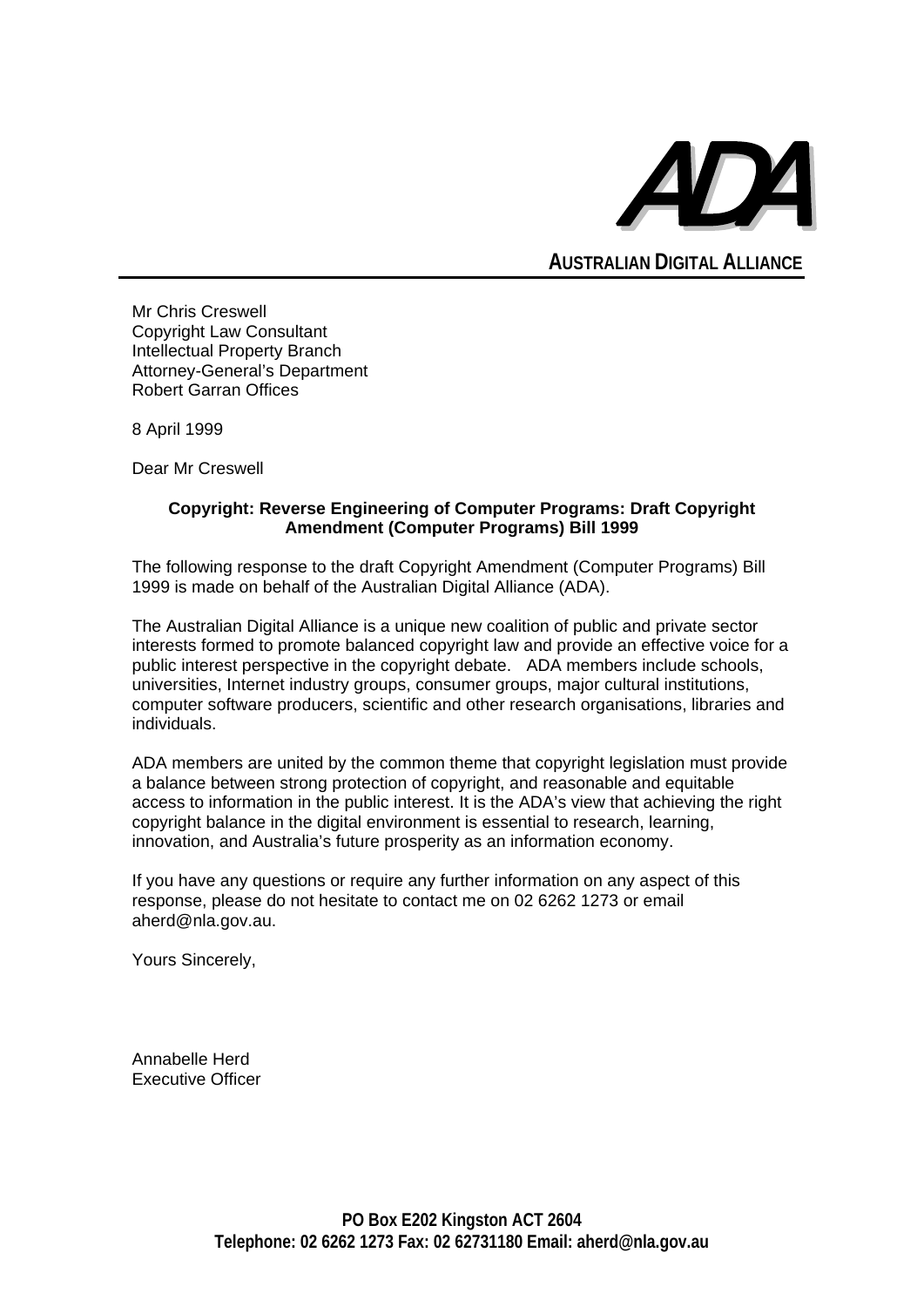ADA

**AUSTRALIAN DIGITAL ALLIANCE**

Mr Chris Creswell
Copyright Law Consultant
Intellectual Property Branch
Attorney-General's Department
Robert Garran Offices

8 April 1999

Dear Mr Creswell

**Copyright: Reverse Engineering of Computer Programs: Draft Copyright Amendment (Computer Programs) Bill 1999**

The following response to the draft Copyright Amendment (Computer Programs) Bill 1999 is made on behalf of the Australian Digital Alliance (ADA).

The Australian Digital Alliance is a unique new coalition of public and private sector interests formed to promote balanced copyright law and provide an effective voice for a public interest perspective in the copyright debate. ADA members include schools, universities, Internet industry groups, consumer groups, major cultural institutions, computer software producers, scientific and other research organisations, libraries and individuals.

ADA members are united by the common theme that copyright legislation must provide a balance between strong protection of copyright, and reasonable and equitable access to information in the public interest. It is the ADA's view that achieving the right copyright balance in the digital environment is essential to research, learning, innovation, and Australia's future prosperity as an information economy.

If you have any questions or require any further information on any aspect of this response, please do not hesitate to contact me on 02 6262 1273 or email aherd@nla.gov.au.

Yours Sincerely,

Annabelle Herd
Executive Officer

**PO Box E202 Kingston ACT 2604**
**Telephone: 02 6262 1273 Fax: 02 62731180 Email: aherd@nla.gov.au**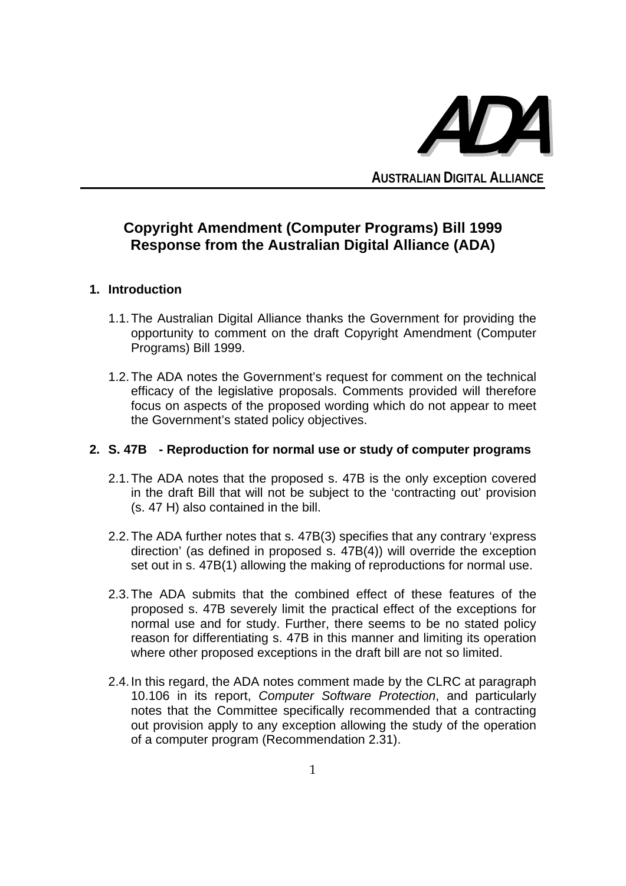ADA

**AUSTRALIAN DIGITAL ALLIANCE**

## Copyright Amendment (Computer Programs) Bill 1999 Response from the Australian Digital Alliance (ADA)

### 1. Introduction

1.1. The Australian Digital Alliance thanks the Government for providing the opportunity to comment on the draft Copyright Amendment (Computer Programs) Bill 1999.

1.2. The ADA notes the Government's request for comment on the technical efficacy of the legislative proposals. Comments provided will therefore focus on aspects of the proposed wording which do not appear to meet the Government's stated policy objectives.

### 2. S. 47B - Reproduction for normal use or study of computer programs

2.1. The ADA notes that the proposed s. 47B is the only exception covered in the draft Bill that will not be subject to the 'contracting out' provision (s. 47 H) also contained in the bill.

2.2. The ADA further notes that s. 47B(3) specifies that any contrary 'express direction' (as defined in proposed s. 47B(4)) will override the exception set out in s. 47B(1) allowing the making of reproductions for normal use.

2.3. The ADA submits that the combined effect of these features of the proposed s. 47B severely limit the practical effect of the exceptions for normal use and for study. Further, there seems to be no stated policy reason for differentiating s. 47B in this manner and limiting its operation where other proposed exceptions in the draft bill are not so limited.

2.4. In this regard, the ADA notes comment made by the CLRC at paragraph 10.106 in its report, *Computer Software Protection*, and particularly notes that the Committee specifically recommended that a contracting out provision apply to any exception allowing the study of the operation of a computer program (Recommendation 2.31).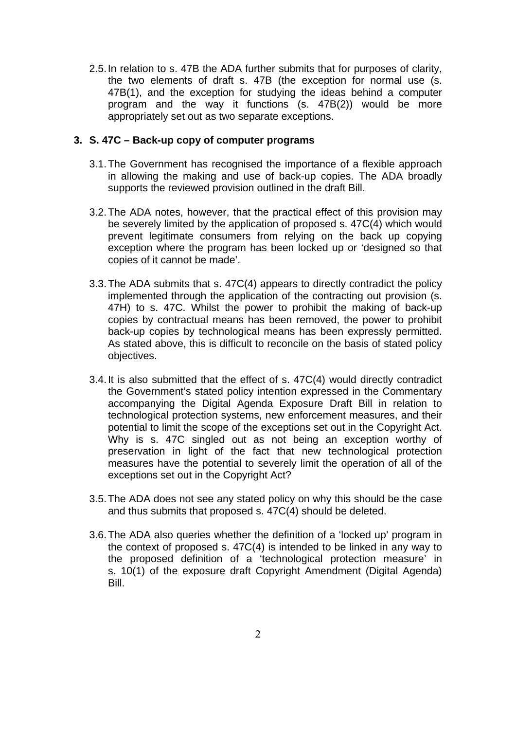2.5. In relation to s. 47B the ADA further submits that for purposes of clarity, the two elements of draft s. 47B (the exception for normal use (s. 47B(1), and the exception for studying the ideas behind a computer program and the way it functions (s. 47B(2)) would be more appropriately set out as two separate exceptions.

## 3. S. 47C – Back-up copy of computer programs

3.1. The Government has recognised the importance of a flexible approach in allowing the making and use of back-up copies. The ADA broadly supports the reviewed provision outlined in the draft Bill.

3.2. The ADA notes, however, that the practical effect of this provision may be severely limited by the application of proposed s. 47C(4) which would prevent legitimate consumers from relying on the back up copying exception where the program has been locked up or 'designed so that copies of it cannot be made'.

3.3. The ADA submits that s. 47C(4) appears to directly contradict the policy implemented through the application of the contracting out provision (s. 47H) to s. 47C. Whilst the power to prohibit the making of back-up copies by contractual means has been removed, the power to prohibit back-up copies by technological means has been expressly permitted. As stated above, this is difficult to reconcile on the basis of stated policy objectives.

3.4. It is also submitted that the effect of s. 47C(4) would directly contradict the Government's stated policy intention expressed in the Commentary accompanying the Digital Agenda Exposure Draft Bill in relation to technological protection systems, new enforcement measures, and their potential to limit the scope of the exceptions set out in the Copyright Act. Why is s. 47C singled out as not being an exception worthy of preservation in light of the fact that new technological protection measures have the potential to severely limit the operation of all of the exceptions set out in the Copyright Act?

3.5. The ADA does not see any stated policy on why this should be the case and thus submits that proposed s. 47C(4) should be deleted.

3.6. The ADA also queries whether the definition of a 'locked up' program in the context of proposed s. 47C(4) is intended to be linked in any way to the proposed definition of a 'technological protection measure' in s. 10(1) of the exposure draft Copyright Amendment (Digital Agenda) Bill.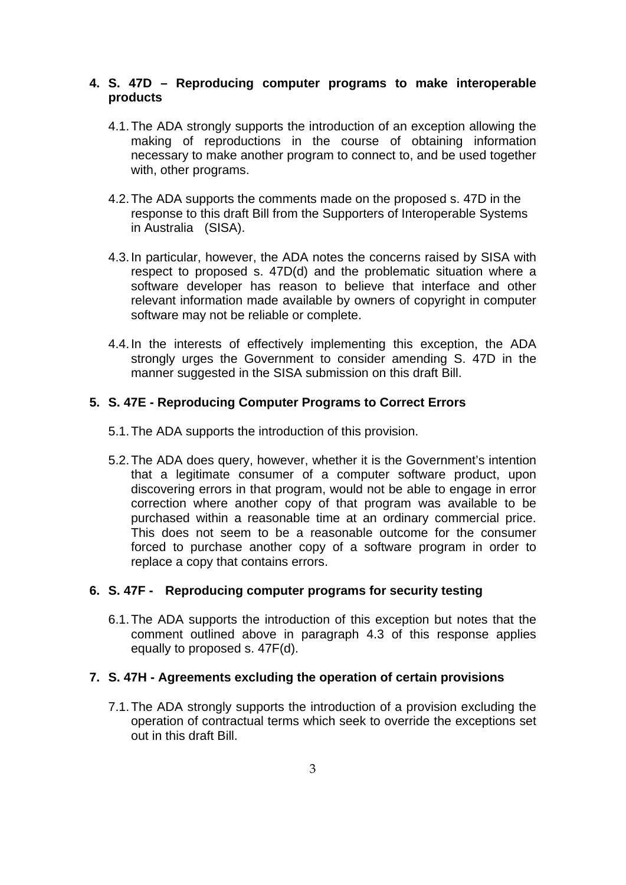## 4. S. 47D – Reproducing computer programs to make interoperable products

4.1. The ADA strongly supports the introduction of an exception allowing the making of reproductions in the course of obtaining information necessary to make another program to connect to, and be used together with, other programs.

4.2. The ADA supports the comments made on the proposed s. 47D in the response to this draft Bill from the Supporters of Interoperable Systems in Australia (SISA).

4.3. In particular, however, the ADA notes the concerns raised by SISA with respect to proposed s. 47D(d) and the problematic situation where a software developer has reason to believe that interface and other relevant information made available by owners of copyright in computer software may not be reliable or complete.

4.4. In the interests of effectively implementing this exception, the ADA strongly urges the Government to consider amending S. 47D in the manner suggested in the SISA submission on this draft Bill.

## 5. S. 47E - Reproducing Computer Programs to Correct Errors

5.1. The ADA supports the introduction of this provision.

5.2. The ADA does query, however, whether it is the Government's intention that a legitimate consumer of a computer software product, upon discovering errors in that program, would not be able to engage in error correction where another copy of that program was available to be purchased within a reasonable time at an ordinary commercial price. This does not seem to be a reasonable outcome for the consumer forced to purchase another copy of a software program in order to replace a copy that contains errors.

## 6. S. 47F - Reproducing computer programs for security testing

6.1. The ADA supports the introduction of this exception but notes that the comment outlined above in paragraph 4.3 of this response applies equally to proposed s. 47F(d).

## 7. S. 47H - Agreements excluding the operation of certain provisions

7.1. The ADA strongly supports the introduction of a provision excluding the operation of contractual terms which seek to override the exceptions set out in this draft Bill.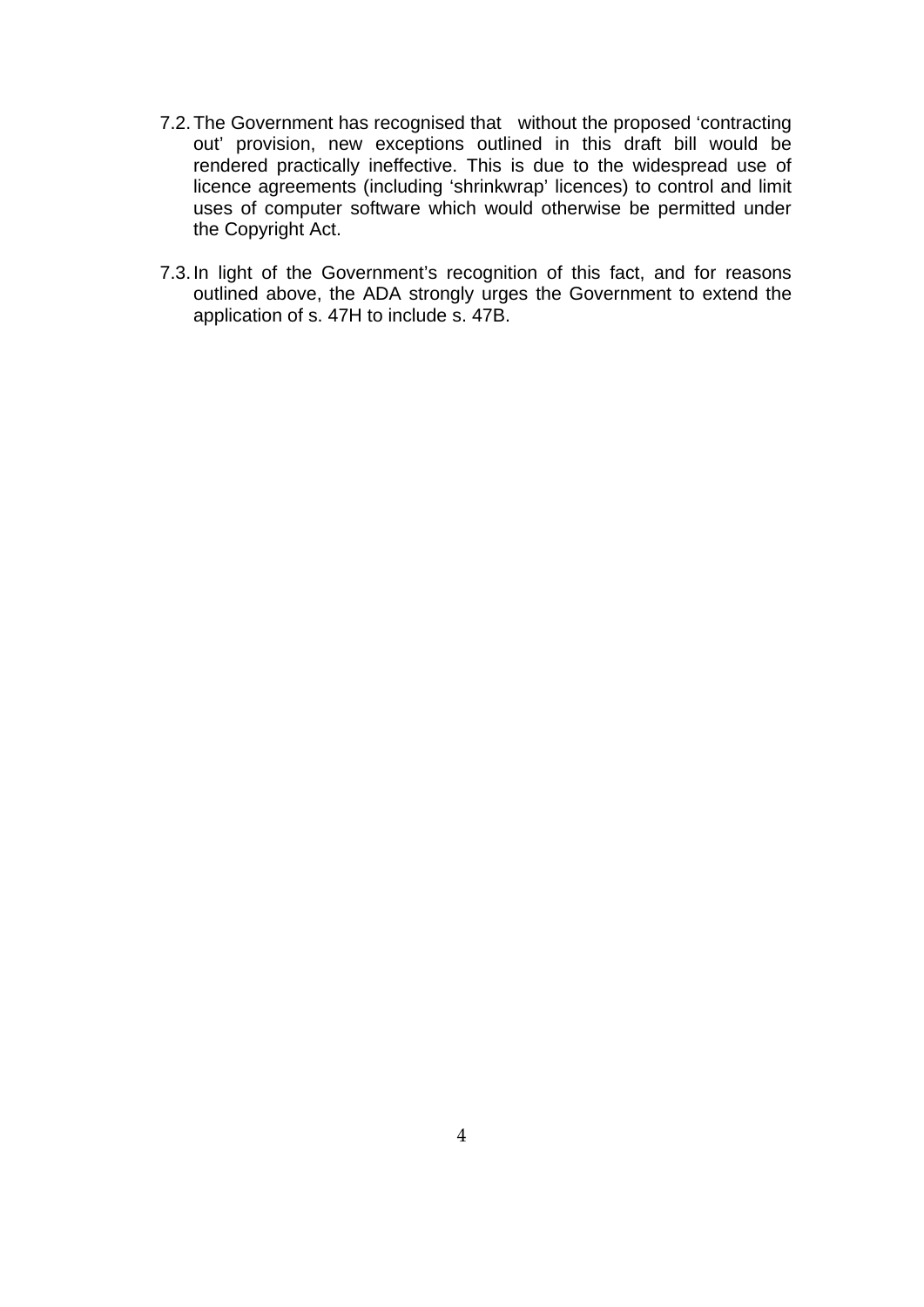7.2. The Government has recognised that without the proposed 'contracting out' provision, new exceptions outlined in this draft bill would be rendered practically ineffective. This is due to the widespread use of licence agreements (including 'shrinkwrap' licences) to control and limit uses of computer software which would otherwise be permitted under the Copyright Act.

7.3. In light of the Government's recognition of this fact, and for reasons outlined above, the ADA strongly urges the Government to extend the application of s. 47H to include s. 47B.